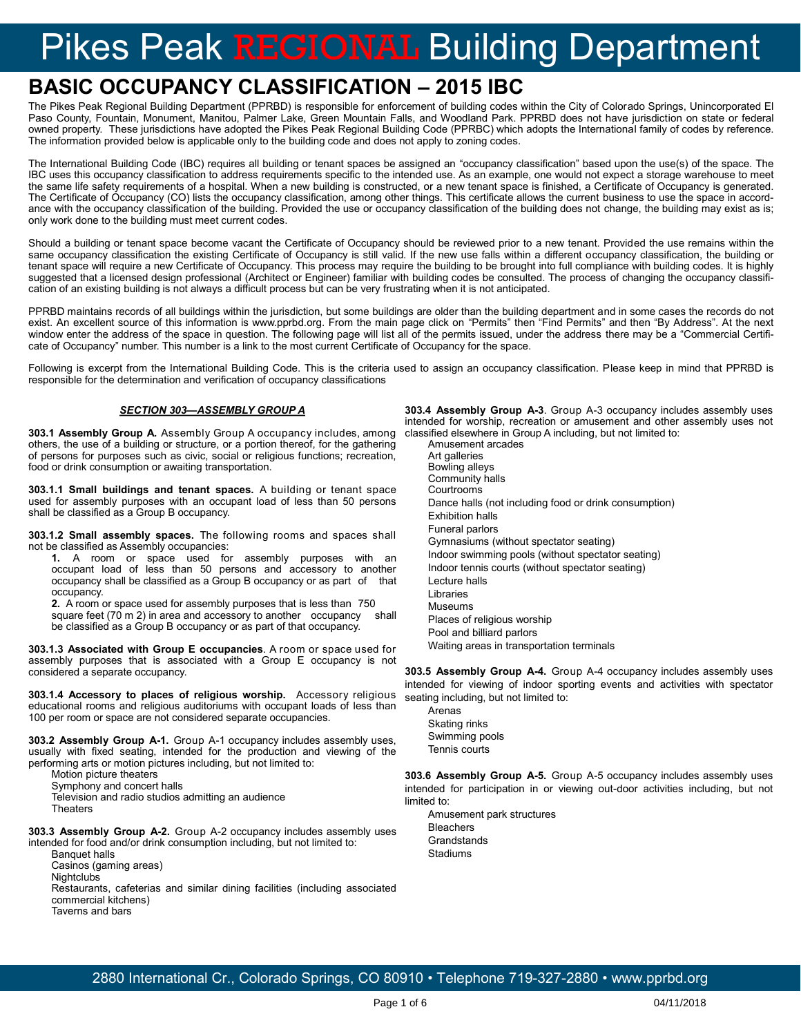# Pikes Peak REGIONAL Building Department

## BASIC OCCUPANCY CLASSIFICATION – 2015 IBC

The Pikes Peak Regional Building Department (PPRBD) is responsible for enforcement of building codes within the City of Colorado Springs, Unincorporated El Paso County, Fountain, Monument, Manitou, Palmer Lake, Green Mountain Falls, and Woodland Park. PPRBD does not have jurisdiction on state or federal owned property. These jurisdictions have adopted the Pikes Peak Regional Building Code (PPRBC) which adopts the International family of codes by reference. The information provided below is applicable only to the building code and does not apply to zoning codes.

The International Building Code (IBC) requires all building or tenant spaces be assigned an "occupancy classification" based upon the use(s) of the space. The IBC uses this occupancy classification to address requirements specific to the intended use. As an example, one would not expect a storage warehouse to meet the same life safety requirements of a hospital. When a new building is constructed, or a new tenant space is finished, a Certificate of Occupancy is generated. The Certificate of Occupancy (CO) lists the occupancy classification, among other things. This certificate allows the current business to use the space in accordance with the occupancy classification of the building. Provided the use or occupancy classification of the building does not change, the building may exist as is; only work done to the building must meet current codes.

Should a building or tenant space become vacant the Certificate of Occupancy should be reviewed prior to a new tenant. Provided the use remains within the same occupancy classification the existing Certificate of Occupancy is still valid. If the new use falls within a different occupancy classification, the building or tenant space will require a new Certificate of Occupancy. This process may require the building to be brought into full compliance with building codes. It is highly suggested that a licensed design professional (Architect or Engineer) familiar with building codes be consulted. The process of changing the occupancy classification of an existing building is not always a difficult process but can be very frustrating when it is not anticipated.

PPRBD maintains records of all buildings within the jurisdiction, but some buildings are older than the building department and in some cases the records do not exist. An excellent source of this information is www.pprbd.org. From the main page click on "Permits" then "Find Permits" and then "By Address". At the next window enter the address of the space in question. The following page will list all of the permits issued, under the address there may be a "Commercial Certificate of Occupancy" number. This number is a link to the most current Certificate of Occupancy for the space.

Following is excerpt from the International Building Code. This is the criteria used to assign an occupancy classification. Please keep in mind that PPRBD is responsible for the determination and verification of occupancy classifications

### ***SECTION 303—ASSEMBLY GROUP A***

**303.1 Assembly Group A.** Assembly Group A occupancy includes, among others, the use of a building or structure, or a portion thereof, for the gathering of persons for purposes such as civic, social or religious functions; recreation, food or drink consumption or awaiting transportation.

**303.1.1 Small buildings and tenant spaces.** A building or tenant space used for assembly purposes with an occupant load of less than 50 persons shall be classified as a Group B occupancy.

**303.1.2 Small assembly spaces.** The following rooms and spaces shall not be classified as Assembly occupancies:

**1.** A room or space used for assembly purposes with an occupant load of less than 50 persons and accessory to another occupancy shall be classified as a Group B occupancy or as part of that occupancy.

**2.** A room or space used for assembly purposes that is less than 750 square feet (70 m 2) in area and accessory to another occupancy shall be classified as a Group B occupancy or as part of that occupancy.

**303.1.3 Associated with Group E occupancies**. A room or space used for assembly purposes that is associated with a Group E occupancy is not considered a separate occupancy.

**303.1.4 Accessory to places of religious worship.** Accessory religious educational rooms and religious auditoriums with occupant loads of less than 100 per room or space are not considered separate occupancies.

**303.2 Assembly Group A-1.** Group A-1 occupancy includes assembly uses, usually with fixed seating, intended for the production and viewing of the performing arts or motion pictures including, but not limited to:

- Motion picture theaters
- Symphony and concert halls
- Television and radio studios admitting an audience
- Theaters

**303.3 Assembly Group A-2.** Group A-2 occupancy includes assembly uses intended for food and/or drink consumption including, but not limited to:

- Banquet halls
- Casinos (gaming areas)
- Nightclubs
- Restaurants, cafeterias and similar dining facilities (including associated commercial kitchens)
- Taverns and bars

**303.4 Assembly Group A-3**. Group A-3 occupancy includes assembly uses intended for worship, recreation or amusement and other assembly uses not classified elsewhere in Group A including, but not limited to:

- Amusement arcades
- Art galleries
- Bowling alleys
- Community halls
- Courtrooms
- Dance halls (not including food or drink consumption)
- Exhibition halls
- Funeral parlors
- Gymnasiums (without spectator seating)
- Indoor swimming pools (without spectator seating)
- Indoor tennis courts (without spectator seating)
- Lecture halls
- Libraries
- Museums
- Places of religious worship
- Pool and billiard parlors
- Waiting areas in transportation terminals

**303.5 Assembly Group A-4.** Group A-4 occupancy includes assembly uses intended for viewing of indoor sporting events and activities with spectator seating including, but not limited to:

- Arenas
- Skating rinks
- Swimming pools
- Tennis courts

**303.6 Assembly Group A-5.** Group A-5 occupancy includes assembly uses intended for participation in or viewing out-door activities including, but not limited to:

- Amusement park structures
- Bleachers
- Grandstands
- Stadiums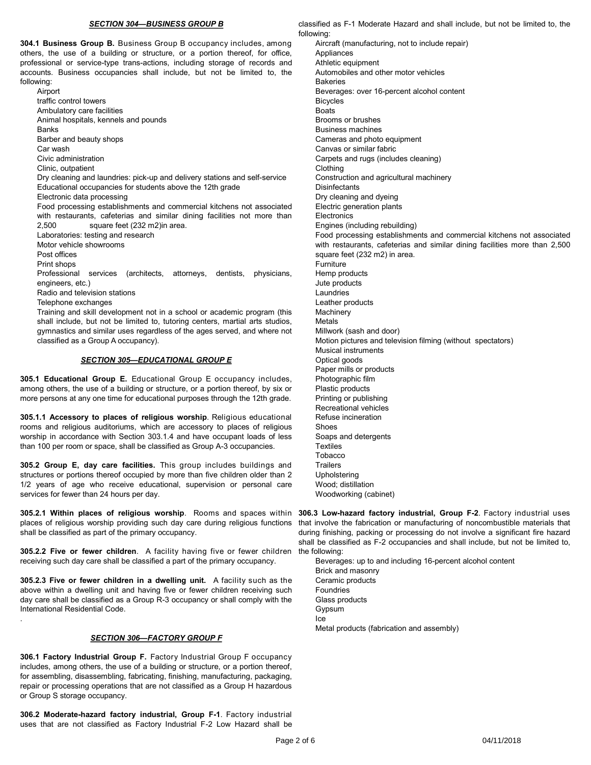### *SECTION 304—BUSINESS GROUP B*

**304.1 Business Group B.** Business Group B occupancy includes, among others, the use of a building or structure, or a portion thereof, for office, professional or service-type trans-actions, including storage of records and accounts. Business occupancies shall include, but not be limited to, the following:

- Airport
- traffic control towers
- Ambulatory care facilities
- Animal hospitals, kennels and pounds
- Banks
- Barber and beauty shops
- Car wash
- Civic administration
- Clinic, outpatient
- Dry cleaning and laundries: pick-up and delivery stations and self-service
- Educational occupancies for students above the 12th grade
- Electronic data processing
- Food processing establishments and commercial kitchens not associated with restaurants, cafeterias and similar dining facilities not more than 2,500 square feet (232 m2)in area.
- Laboratories: testing and research
- Motor vehicle showrooms
- Post offices
- Print shops
- Professional services (architects, attorneys, dentists, physicians, engineers, etc.)
- Radio and television stations
- Telephone exchanges
- Training and skill development not in a school or academic program (this shall include, but not be limited to, tutoring centers, martial arts studios, gymnastics and similar uses regardless of the ages served, and where not classified as a Group A occupancy).

### *SECTION 305—EDUCATIONAL GROUP E*

**305.1 Educational Group E.** Educational Group E occupancy includes, among others, the use of a building or structure, or a portion thereof, by six or more persons at any one time for educational purposes through the 12th grade.

**305.1.1 Accessory to places of religious worship**. Religious educational rooms and religious auditoriums, which are accessory to places of religious worship in accordance with Section 303.1.4 and have occupant loads of less than 100 per room or space, shall be classified as Group A-3 occupancies.

**305.2 Group E, day care facilities.** This group includes buildings and structures or portions thereof occupied by more than five children older than 2 1/2 years of age who receive educational, supervision or personal care services for fewer than 24 hours per day.

**305.2.1 Within places of religious worship**. Rooms and spaces within places of religious worship providing such day care during religious functions shall be classified as part of the primary occupancy.

**305.2.2 Five or fewer children**. A facility having five or fewer children receiving such day care shall be classified a part of the primary occupancy.

**305.2.3 Five or fewer children in a dwelling unit.** A facility such as the above within a dwelling unit and having five or fewer children receiving such day care shall be classified as a Group R-3 occupancy or shall comply with the International Residential Code.

### *SECTION 306—FACTORY GROUP F*

**306.1 Factory Industrial Group F.** Factory Industrial Group F occupancy includes, among others, the use of a building or structure, or a portion thereof, for assembling, disassembling, fabricating, finishing, manufacturing, packaging, repair or processing operations that are not classified as a Group H hazardous or Group S storage occupancy.

**306.2 Moderate-hazard factory industrial, Group F-1**. Factory industrial uses that are not classified as Factory Industrial F-2 Low Hazard shall be classified as F-1 Moderate Hazard and shall include, but not be limited to, the following:

- Aircraft (manufacturing, not to include repair)
- Appliances
- Athletic equipment
- Automobiles and other motor vehicles
- Bakeries
- Beverages: over 16-percent alcohol content
- Bicycles
- Boats
- Brooms or brushes
- Business machines
- Cameras and photo equipment
- Canvas or similar fabric
- Carpets and rugs (includes cleaning)
- Clothing
- Construction and agricultural machinery
- Disinfectants
- Dry cleaning and dyeing
- Electric generation plants
- Electronics
- Engines (including rebuilding)
- Food processing establishments and commercial kitchens not associated with restaurants, cafeterias and similar dining facilities more than 2,500 square feet (232 m2) in area.
- Furniture
- Hemp products
- Jute products
- Laundries
- Leather products
- Machinery
- Metals
- Millwork (sash and door)
- Motion pictures and television filming (without spectators)
- Musical instruments
- Optical goods
- Paper mills or products
- Photographic film
- Plastic products
- Printing or publishing
- Recreational vehicles
- Refuse incineration
- Shoes
- Soaps and detergents
- Textiles
- Tobacco
- Trailers
- Upholstering
- Wood; distillation
- Woodworking (cabinet)

**306.3 Low-hazard factory industrial, Group F-2**. Factory industrial uses that involve the fabrication or manufacturing of noncombustible materials that during finishing, packing or processing do not involve a significant fire hazard shall be classified as F-2 occupancies and shall include, but not be limited to, the following:

- Beverages: up to and including 16-percent alcohol content
- Brick and masonry
- Ceramic products
- Foundries
- Glass products
- Gypsum
- Ice
- Metal products (fabrication and assembly)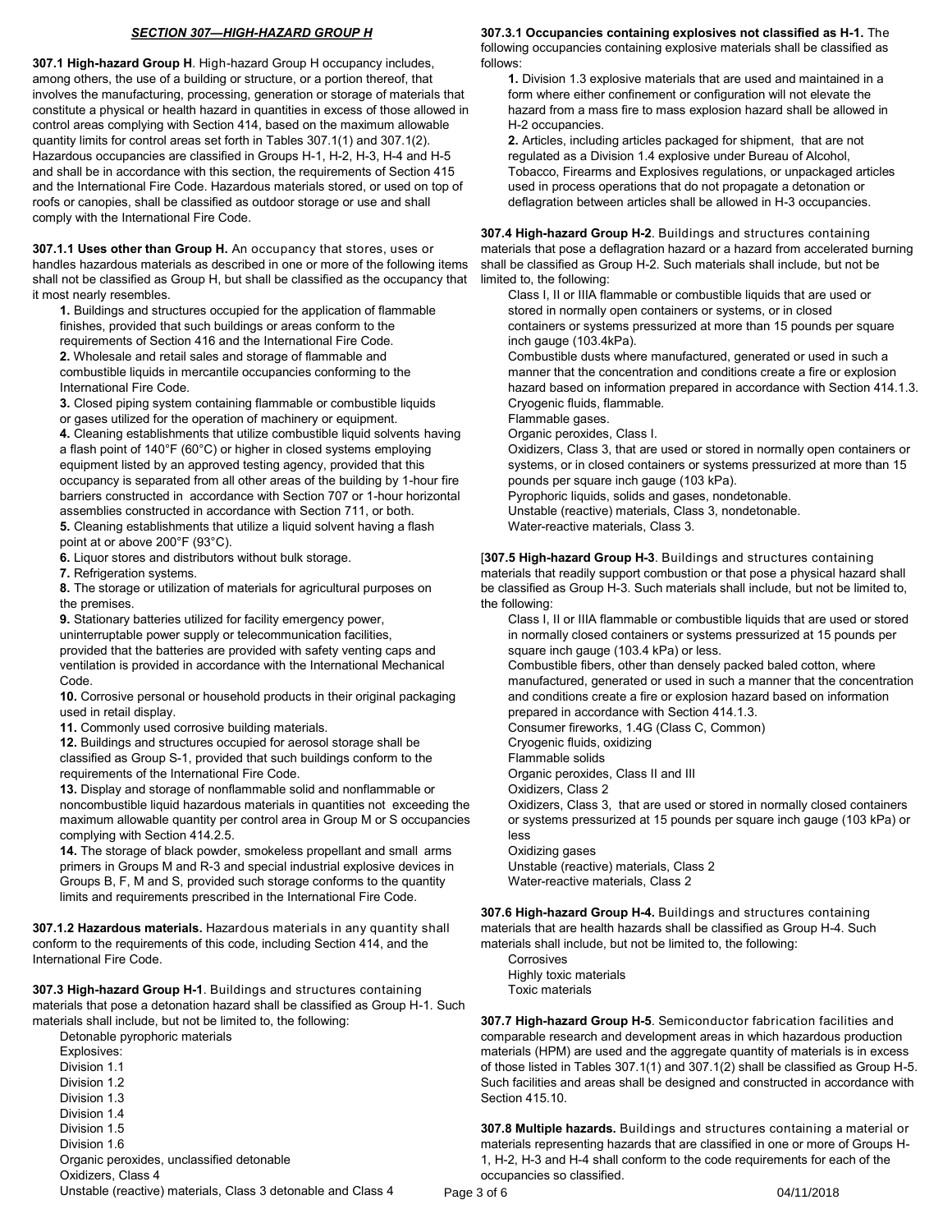## *SECTION 307—HIGH-HAZARD GROUP H*

**307.1 High-hazard Group H**. High-hazard Group H occupancy includes, among others, the use of a building or structure, or a portion thereof, that involves the manufacturing, processing, generation or storage of materials that constitute a physical or health hazard in quantities in excess of those allowed in control areas complying with Section 414, based on the maximum allowable quantity limits for control areas set forth in Tables 307.1(1) and 307.1(2). Hazardous occupancies are classified in Groups H-1, H-2, H-3, H-4 and H-5 and shall be in accordance with this section, the requirements of Section 415 and the International Fire Code. Hazardous materials stored, or used on top of roofs or canopies, shall be classified as outdoor storage or use and shall comply with the International Fire Code.

**307.1.1 Uses other than Group H.** An occupancy that stores, uses or handles hazardous materials as described in one or more of the following items shall not be classified as Group H, but shall be classified as the occupancy that it most nearly resembles.

1. Buildings and structures occupied for the application of flammable finishes, provided that such buildings or areas conform to the requirements of Section 416 and the International Fire Code.
2. Wholesale and retail sales and storage of flammable and combustible liquids in mercantile occupancies conforming to the International Fire Code.
3. Closed piping system containing flammable or combustible liquids or gases utilized for the operation of machinery or equipment.
4. Cleaning establishments that utilize combustible liquid solvents having a flash point of 140°F (60°C) or higher in closed systems employing equipment listed by an approved testing agency, provided that this occupancy is separated from all other areas of the building by 1-hour fire barriers constructed in accordance with Section 707 or 1-hour horizontal assemblies constructed in accordance with Section 711, or both.
5. Cleaning establishments that utilize a liquid solvent having a flash point at or above 200°F (93°C).
6. Liquor stores and distributors without bulk storage.
7. Refrigeration systems.
8. The storage or utilization of materials for agricultural purposes on the premises.
9. Stationary batteries utilized for facility emergency power, uninterruptable power supply or telecommunication facilities, provided that the batteries are provided with safety venting caps and ventilation is provided in accordance with the International Mechanical Code.
10. Corrosive personal or household products in their original packaging used in retail display.
11. Commonly used corrosive building materials.
12. Buildings and structures occupied for aerosol storage shall be classified as Group S-1, provided that such buildings conform to the requirements of the International Fire Code.
13. Display and storage of nonflammable solid and nonflammable or noncombustible liquid hazardous materials in quantities not exceeding the maximum allowable quantity per control area in Group M or S occupancies complying with Section 414.2.5.
14. The storage of black powder, smokeless propellant and small arms primers in Groups M and R-3 and special industrial explosive devices in Groups B, F, M and S, provided such storage conforms to the quantity limits and requirements prescribed in the International Fire Code.

**307.1.2 Hazardous materials.** Hazardous materials in any quantity shall conform to the requirements of this code, including Section 414, and the International Fire Code.

**307.3 High-hazard Group H-1**. Buildings and structures containing materials that pose a detonation hazard shall be classified as Group H-1. Such materials shall include, but not be limited to, the following:

- Detonable pyrophoric materials
- Explosives:
  - Division 1.1
  - Division 1.2
  - Division 1.3
  - Division 1.4
  - Division 1.5
  - Division 1.6
- Organic peroxides, unclassified detonable
- Oxidizers, Class 4
- Unstable (reactive) materials, Class 3 detonable and Class 4

**307.3.1 Occupancies containing explosives not classified as H-1.** The following occupancies containing explosive materials shall be classified as follows:

1. Division 1.3 explosive materials that are used and maintained in a form where either confinement or configuration will not elevate the hazard from a mass fire to mass explosion hazard shall be allowed in H-2 occupancies.
2. Articles, including articles packaged for shipment, that are not regulated as a Division 1.4 explosive under Bureau of Alcohol, Tobacco, Firearms and Explosives regulations, or unpackaged articles used in process operations that do not propagate a detonation or deflagration between articles shall be allowed in H-3 occupancies.

**307.4 High-hazard Group H-2**. Buildings and structures containing materials that pose a deflagration hazard or a hazard from accelerated burning shall be classified as Group H-2. Such materials shall include, but not be limited to, the following:

- Class I, II or IIIA flammable or combustible liquids that are used or stored in normally open containers or systems, or in closed containers or systems pressurized at more than 15 pounds per square inch gauge (103.4kPa).
- Combustible dusts where manufactured, generated or used in such a manner that the concentration and conditions create a fire or explosion hazard based on information prepared in accordance with Section 414.1.3.
- Cryogenic fluids, flammable.
- Flammable gases.
- Organic peroxides, Class I.
- Oxidizers, Class 3, that are used or stored in normally open containers or systems, or in closed containers or systems pressurized at more than 15 pounds per square inch gauge (103 kPa).
- Pyrophoric liquids, solids and gases, nondetonable.
- Unstable (reactive) materials, Class 3, nondetonable.
- Water-reactive materials, Class 3.

[**307.5 High-hazard Group H-3**. Buildings and structures containing materials that readily support combustion or that pose a physical hazard shall be classified as Group H-3. Such materials shall include, but not be limited to, the following:

- Class I, II or IIIA flammable or combustible liquids that are used or stored in normally closed containers or systems pressurized at 15 pounds per square inch gauge (103.4 kPa) or less.
- Combustible fibers, other than densely packed baled cotton, where manufactured, generated or used in such a manner that the concentration and conditions create a fire or explosion hazard based on information prepared in accordance with Section 414.1.3.
- Consumer fireworks, 1.4G (Class C, Common)
- Cryogenic fluids, oxidizing
- Flammable solids
- Organic peroxides, Class II and III
- Oxidizers, Class 2
- Oxidizers, Class 3, that are used or stored in normally closed containers or systems pressurized at 15 pounds per square inch gauge (103 kPa) or less
- Oxidizing gases
- Unstable (reactive) materials, Class 2
- Water-reactive materials, Class 2

**307.6 High-hazard Group H-4.** Buildings and structures containing materials that are health hazards shall be classified as Group H-4. Such materials shall include, but not be limited to, the following:

- Corrosives
- Highly toxic materials
- Toxic materials

**307.7 High-hazard Group H-5**. Semiconductor fabrication facilities and comparable research and development areas in which hazardous production materials (HPM) are used and the aggregate quantity of materials is in excess of those listed in Tables 307.1(1) and 307.1(2) shall be classified as Group H-5. Such facilities and areas shall be designed and constructed in accordance with Section 415.10.

**307.8 Multiple hazards.** Buildings and structures containing a material or materials representing hazards that are classified in one or more of Groups H-1, H-2, H-3 and H-4 shall conform to the code requirements for each of the occupancies so classified.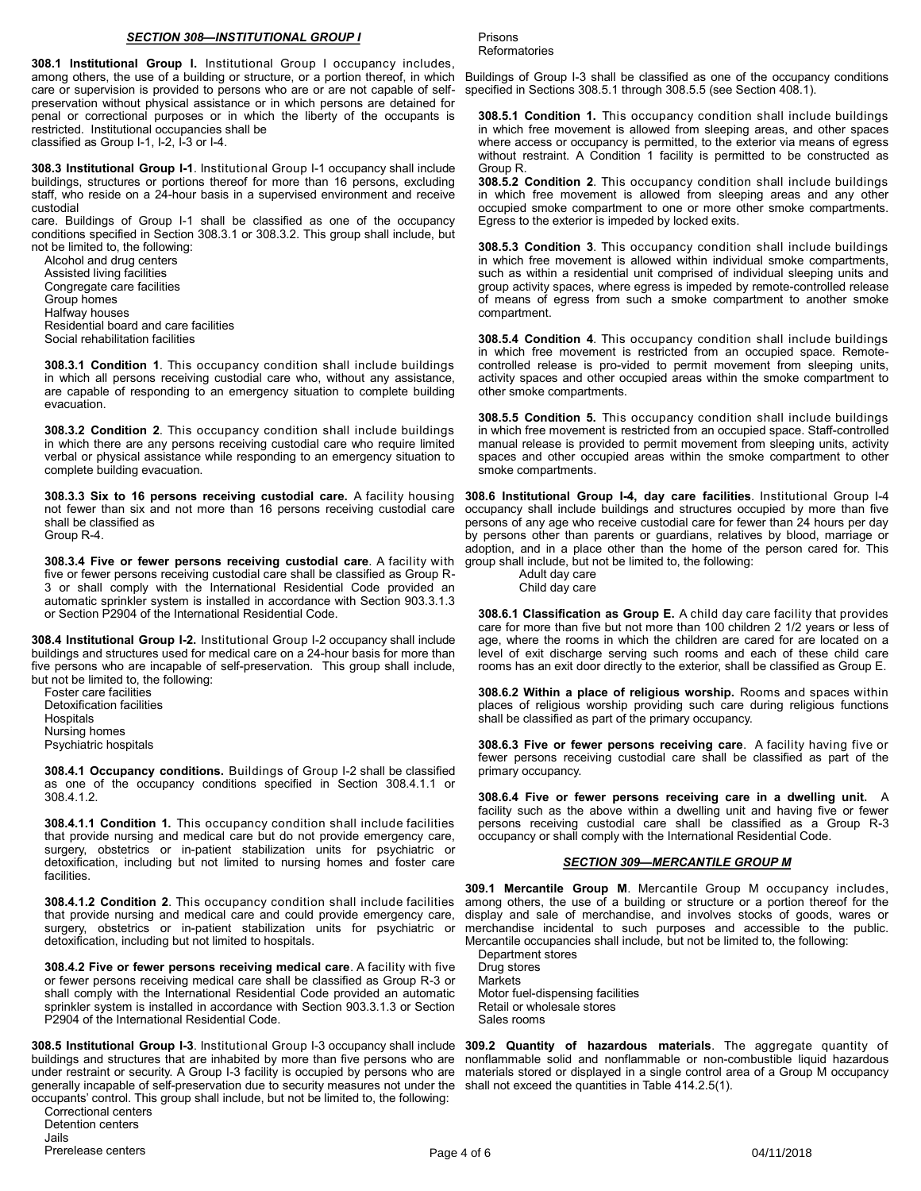## *SECTION 308—INSTITUTIONAL GROUP I*

**308.1 Institutional Group I.** Institutional Group I occupancy includes, among others, the use of a building or structure, or a portion thereof, in which care or supervision is provided to persons who are or are not capable of self-preservation without physical assistance or in which persons are detained for penal or correctional purposes or in which the liberty of the occupants is restricted. Institutional occupancies shall be classified as Group I-1, I-2, I-3 or I-4.

**308.3 Institutional Group I-1**. Institutional Group I-1 occupancy shall include buildings, structures or portions thereof for more than 16 persons, excluding staff, who reside on a 24-hour basis in a supervised environment and receive custodial care. Buildings of Group I-1 shall be classified as one of the occupancy conditions specified in Section 308.3.1 or 308.3.2. This group shall include, but not be limited to, the following:

- Alcohol and drug centers
- Assisted living facilities
- Congregate care facilities
- Group homes
- Halfway houses
- Residential board and care facilities
- Social rehabilitation facilities

**308.3.1 Condition 1**. This occupancy condition shall include buildings in which all persons receiving custodial care who, without any assistance, are capable of responding to an emergency situation to complete building evacuation.

**308.3.2 Condition 2**. This occupancy condition shall include buildings in which there are any persons receiving custodial care who require limited verbal or physical assistance while responding to an emergency situation to complete building evacuation.

**308.3.3 Six to 16 persons receiving custodial care.** A facility housing not fewer than six and not more than 16 persons receiving custodial care shall be classified as Group R-4.

**308.3.4 Five or fewer persons receiving custodial care**. A facility with five or fewer persons receiving custodial care shall be classified as Group R-3 or shall comply with the International Residential Code provided an automatic sprinkler system is installed in accordance with Section 903.3.1.3 or Section P2904 of the International Residential Code.

**308.4 Institutional Group I-2.** Institutional Group I-2 occupancy shall include buildings and structures used for medical care on a 24-hour basis for more than five persons who are incapable of self-preservation. This group shall include, but not be limited to, the following:

- Foster care facilities
- Detoxification facilities
- Hospitals
- Nursing homes
- Psychiatric hospitals

**308.4.1 Occupancy conditions.** Buildings of Group I-2 shall be classified as one of the occupancy conditions specified in Section 308.4.1.1 or 308.4.1.2.

**308.4.1.1 Condition 1.** This occupancy condition shall include facilities that provide nursing and medical care but do not provide emergency care, surgery, obstetrics or in-patient stabilization units for psychiatric or detoxification, including but not limited to nursing homes and foster care facilities.

**308.4.1.2 Condition 2**. This occupancy condition shall include facilities that provide nursing and medical care and could provide emergency care, surgery, obstetrics or in-patient stabilization units for psychiatric or detoxification, including but not limited to hospitals.

**308.4.2 Five or fewer persons receiving medical care**. A facility with five or fewer persons receiving medical care shall be classified as Group R-3 or shall comply with the International Residential Code provided an automatic sprinkler system is installed in accordance with Section 903.3.1.3 or Section P2904 of the International Residential Code.

**308.5 Institutional Group I-3**. Institutional Group I-3 occupancy shall include buildings and structures that are inhabited by more than five persons who are under restraint or security. A Group I-3 facility is occupied by persons who are generally incapable of self-preservation due to security measures not under the occupants' control. This group shall include, but not be limited to, the following:

- Correctional centers
- Detention centers
- Jails
- Prerelease centers
- Prisons
- Reformatories

Buildings of Group I-3 shall be classified as one of the occupancy conditions specified in Sections 308.5.1 through 308.5.5 (see Section 408.1).

**308.5.1 Condition 1.** This occupancy condition shall include buildings in which free movement is allowed from sleeping areas, and other spaces where access or occupancy is permitted, to the exterior via means of egress without restraint. A Condition 1 facility is permitted to be constructed as Group R.

**308.5.2 Condition 2**. This occupancy condition shall include buildings in which free movement is allowed from sleeping areas and any other occupied smoke compartment to one or more other smoke compartments. Egress to the exterior is impeded by locked exits.

**308.5.3 Condition 3**. This occupancy condition shall include buildings in which free movement is allowed within individual smoke compartments, such as within a residential unit comprised of individual sleeping units and group activity spaces, where egress is impeded by remote-controlled release of means of egress from such a smoke compartment to another smoke compartment.

**308.5.4 Condition 4**. This occupancy condition shall include buildings in which free movement is restricted from an occupied space. Remote-controlled release is pro-vided to permit movement from sleeping units, activity spaces and other occupied areas within the smoke compartment to other smoke compartments.

**308.5.5 Condition 5.** This occupancy condition shall include buildings in which free movement is restricted from an occupied space. Staff-controlled manual release is provided to permit movement from sleeping units, activity spaces and other occupied areas within the smoke compartment to other smoke compartments.

**308.6 Institutional Group I-4, day care facilities**. Institutional Group I-4 occupancy shall include buildings and structures occupied by more than five persons of any age who receive custodial care for fewer than 24 hours per day by persons other than parents or guardians, relatives by blood, marriage or adoption, and in a place other than the home of the person cared for. This group shall include, but not be limited to, the following:

- Adult day care
- Child day care

**308.6.1 Classification as Group E.** A child day care facility that provides care for more than five but not more than 100 children 2 1/2 years or less of age, where the rooms in which the children are cared for are located on a level of exit discharge serving such rooms and each of these child care rooms has an exit door directly to the exterior, shall be classified as Group E.

**308.6.2 Within a place of religious worship.** Rooms and spaces within places of religious worship providing such care during religious functions shall be classified as part of the primary occupancy.

**308.6.3 Five or fewer persons receiving care**. A facility having five or fewer persons receiving custodial care shall be classified as part of the primary occupancy.

**308.6.4 Five or fewer persons receiving care in a dwelling unit.** A facility such as the above within a dwelling unit and having five or fewer persons receiving custodial care shall be classified as a Group R-3 occupancy or shall comply with the International Residential Code.

## *SECTION 309—MERCANTILE GROUP M*

**309.1 Mercantile Group M**. Mercantile Group M occupancy includes, among others, the use of a building or structure or a portion thereof for the display and sale of merchandise, and involves stocks of goods, wares or merchandise incidental to such purposes and accessible to the public. Mercantile occupancies shall include, but not be limited to, the following:

- Department stores
- Drug stores
- Markets
- Motor fuel-dispensing facilities
- Retail or wholesale stores
- Sales rooms

**309.2 Quantity of hazardous materials**. The aggregate quantity of nonflammable solid and nonflammable or non-combustible liquid hazardous materials stored or displayed in a single control area of a Group M occupancy shall not exceed the quantities in Table 414.2.5(1).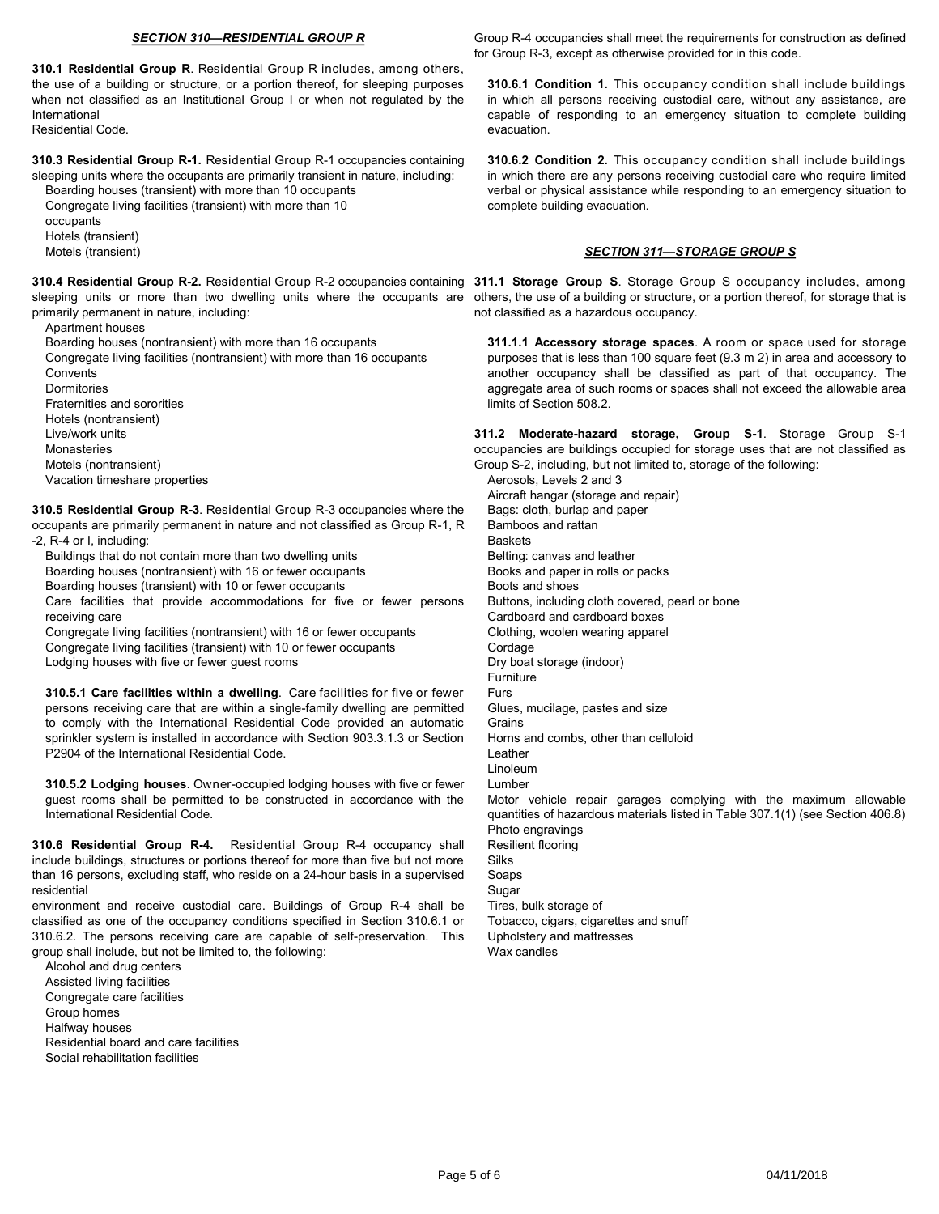## *SECTION 310—RESIDENTIAL GROUP R*

**310.1 Residential Group R**. Residential Group R includes, among others, the use of a building or structure, or a portion thereof, for sleeping purposes when not classified as an Institutional Group I or when not regulated by the International Residential Code.

**310.3 Residential Group R-1.** Residential Group R-1 occupancies containing sleeping units where the occupants are primarily transient in nature, including:

- Boarding houses (transient) with more than 10 occupants
- Congregate living facilities (transient) with more than 10 occupants
- Hotels (transient)
- Motels (transient)

**310.4 Residential Group R-2.** Residential Group R-2 occupancies containing sleeping units or more than two dwelling units where the occupants are primarily permanent in nature, including:

- Apartment houses
- Boarding houses (nontransient) with more than 16 occupants
- Congregate living facilities (nontransient) with more than 16 occupants
- Convents
- Dormitories
- Fraternities and sororities
- Hotels (nontransient)
- Live/work units
- Monasteries
- Motels (nontransient)
- Vacation timeshare properties

**310.5 Residential Group R-3**. Residential Group R-3 occupancies where the occupants are primarily permanent in nature and not classified as Group R-1, R-2, R-4 or I, including:

- Buildings that do not contain more than two dwelling units
- Boarding houses (nontransient) with 16 or fewer occupants
- Boarding houses (transient) with 10 or fewer occupants
- Care facilities that provide accommodations for five or fewer persons receiving care
- Congregate living facilities (nontransient) with 16 or fewer occupants
- Congregate living facilities (transient) with 10 or fewer occupants
- Lodging houses with five or fewer guest rooms

**310.5.1 Care facilities within a dwelling**. Care facilities for five or fewer persons receiving care that are within a single-family dwelling are permitted to comply with the International Residential Code provided an automatic sprinkler system is installed in accordance with Section 903.3.1.3 or Section P2904 of the International Residential Code.

**310.5.2 Lodging houses**. Owner-occupied lodging houses with five or fewer guest rooms shall be permitted to be constructed in accordance with the International Residential Code.

**310.6 Residential Group R-4.** Residential Group R-4 occupancy shall include buildings, structures or portions thereof for more than five but not more than 16 persons, excluding staff, who reside on a 24-hour basis in a supervised residential environment and receive custodial care. Buildings of Group R-4 shall be classified as one of the occupancy conditions specified in Section 310.6.1 or 310.6.2. The persons receiving care are capable of self-preservation. This group shall include, but not be limited to, the following:

- Alcohol and drug centers
- Assisted living facilities
- Congregate care facilities
- Group homes
- Halfway houses
- Residential board and care facilities
- Social rehabilitation facilities

Group R-4 occupancies shall meet the requirements for construction as defined for Group R-3, except as otherwise provided for in this code.

**310.6.1 Condition 1.** This occupancy condition shall include buildings in which all persons receiving custodial care, without any assistance, are capable of responding to an emergency situation to complete building evacuation.

**310.6.2 Condition 2.** This occupancy condition shall include buildings in which there are any persons receiving custodial care who require limited verbal or physical assistance while responding to an emergency situation to complete building evacuation.

## *SECTION 311—STORAGE GROUP S*

**311.1 Storage Group S**. Storage Group S occupancy includes, among others, the use of a building or structure, or a portion thereof, for storage that is not classified as a hazardous occupancy.

**311.1.1 Accessory storage spaces**. A room or space used for storage purposes that is less than 100 square feet (9.3 m 2) in area and accessory to another occupancy shall be classified as part of that occupancy. The aggregate area of such rooms or spaces shall not exceed the allowable area limits of Section 508.2.

**311.2 Moderate-hazard storage, Group S-1**. Storage Group S-1 occupancies are buildings occupied for storage uses that are not classified as Group S-2, including, but not limited to, storage of the following:

- Aerosols, Levels 2 and 3
- Aircraft hangar (storage and repair)
- Bags: cloth, burlap and paper
- Bamboos and rattan
- Baskets
- Belting: canvas and leather
- Books and paper in rolls or packs
- Boots and shoes
- Buttons, including cloth covered, pearl or bone
- Cardboard and cardboard boxes
- Clothing, woolen wearing apparel
- Cordage
- Dry boat storage (indoor)
- Furniture
- Furs
- Glues, mucilage, pastes and size
- Grains
- Horns and combs, other than celluloid
- Leather
- Linoleum
- Lumber
- Motor vehicle repair garages complying with the maximum allowable quantities of hazardous materials listed in Table 307.1(1) (see Section 406.8)
- Photo engravings
- Resilient flooring
- Silks
- Soaps
- Sugar
- Tires, bulk storage of
- Tobacco, cigars, cigarettes and snuff
- Upholstery and mattresses
- Wax candles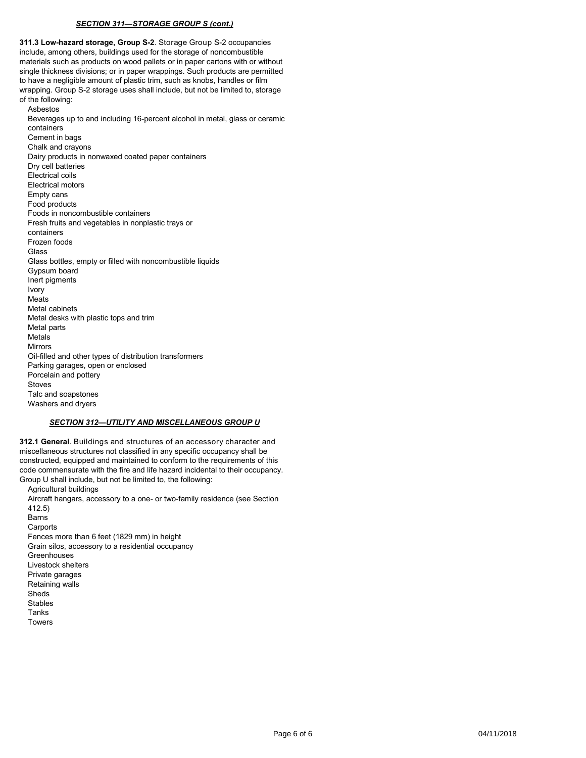### *SECTION 311—STORAGE GROUP S (cont.)*

**311.3 Low-hazard storage, Group S-2**. Storage Group S-2 occupancies include, among others, buildings used for the storage of noncombustible materials such as products on wood pallets or in paper cartons with or without single thickness divisions; or in paper wrappings. Such products are permitted to have a negligible amount of plastic trim, such as knobs, handles or film wrapping. Group S-2 storage uses shall include, but not be limited to, storage of the following:

Asbestos
Beverages up to and including 16-percent alcohol in metal, glass or ceramic containers
Cement in bags
Chalk and crayons
Dairy products in nonwaxed coated paper containers
Dry cell batteries
Electrical coils
Electrical motors
Empty cans
Food products
Foods in noncombustible containers
Fresh fruits and vegetables in nonplastic trays or containers
Frozen foods
Glass
Glass bottles, empty or filled with noncombustible liquids
Gypsum board
Inert pigments
Ivory
Meats
Metal cabinets
Metal desks with plastic tops and trim
Metal parts
Metals
Mirrors
Oil-filled and other types of distribution transformers
Parking garages, open or enclosed
Porcelain and pottery
Stoves
Talc and soapstones
Washers and dryers

### *SECTION 312—UTILITY AND MISCELLANEOUS GROUP U*

**312.1 General**. Buildings and structures of an accessory character and miscellaneous structures not classified in any specific occupancy shall be constructed, equipped and maintained to conform to the requirements of this code commensurate with the fire and life hazard incidental to their occupancy. Group U shall include, but not be limited to, the following:

Agricultural buildings
Aircraft hangars, accessory to a one- or two-family residence (see Section 412.5)
Barns
Carports
Fences more than 6 feet (1829 mm) in height
Grain silos, accessory to a residential occupancy
Greenhouses
Livestock shelters
Private garages
Retaining walls
Sheds
Stables
Tanks
Towers